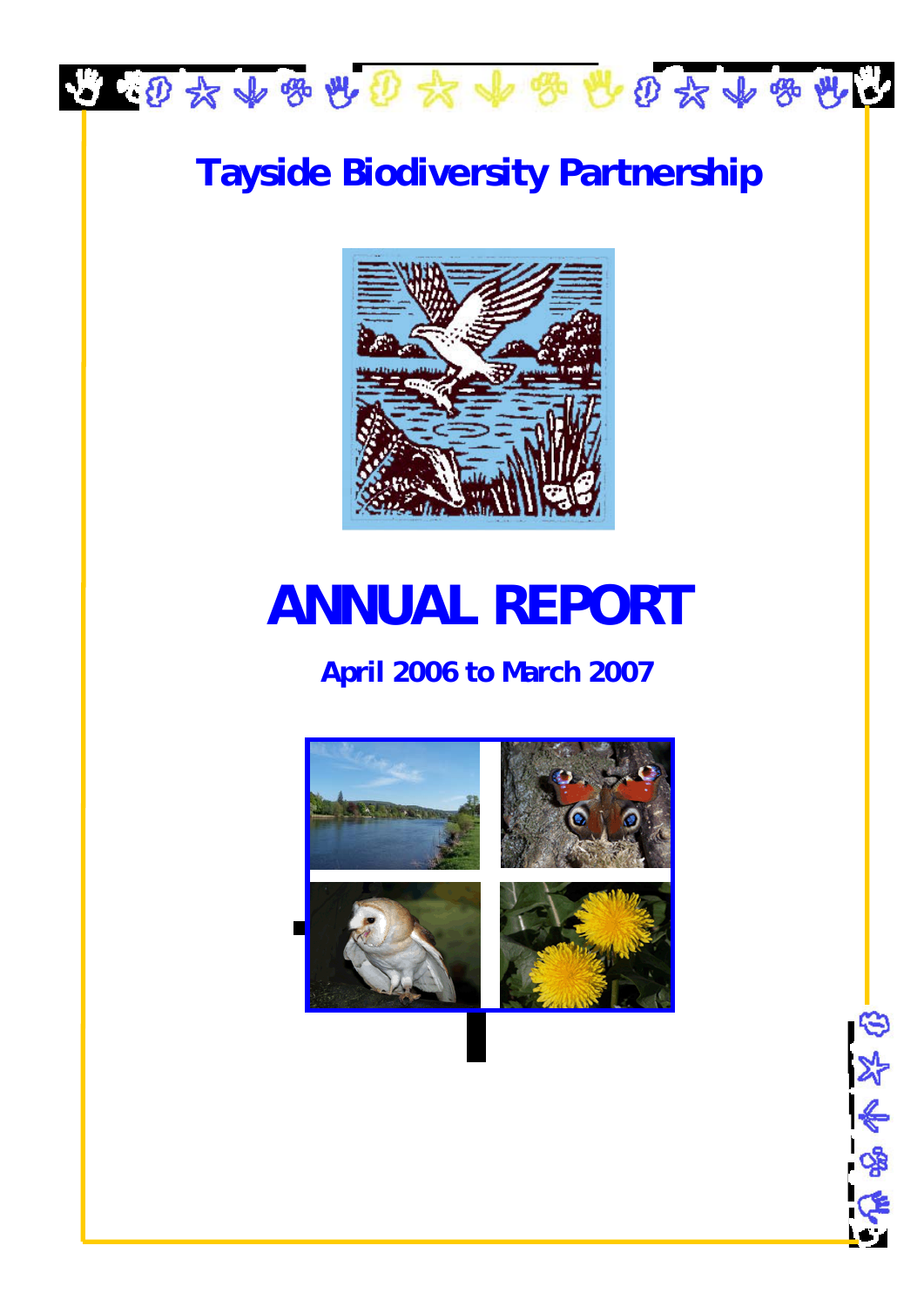# Tayside Biodiversity Partnership

# ANNUAL REPORT

## April 2006 to March 2007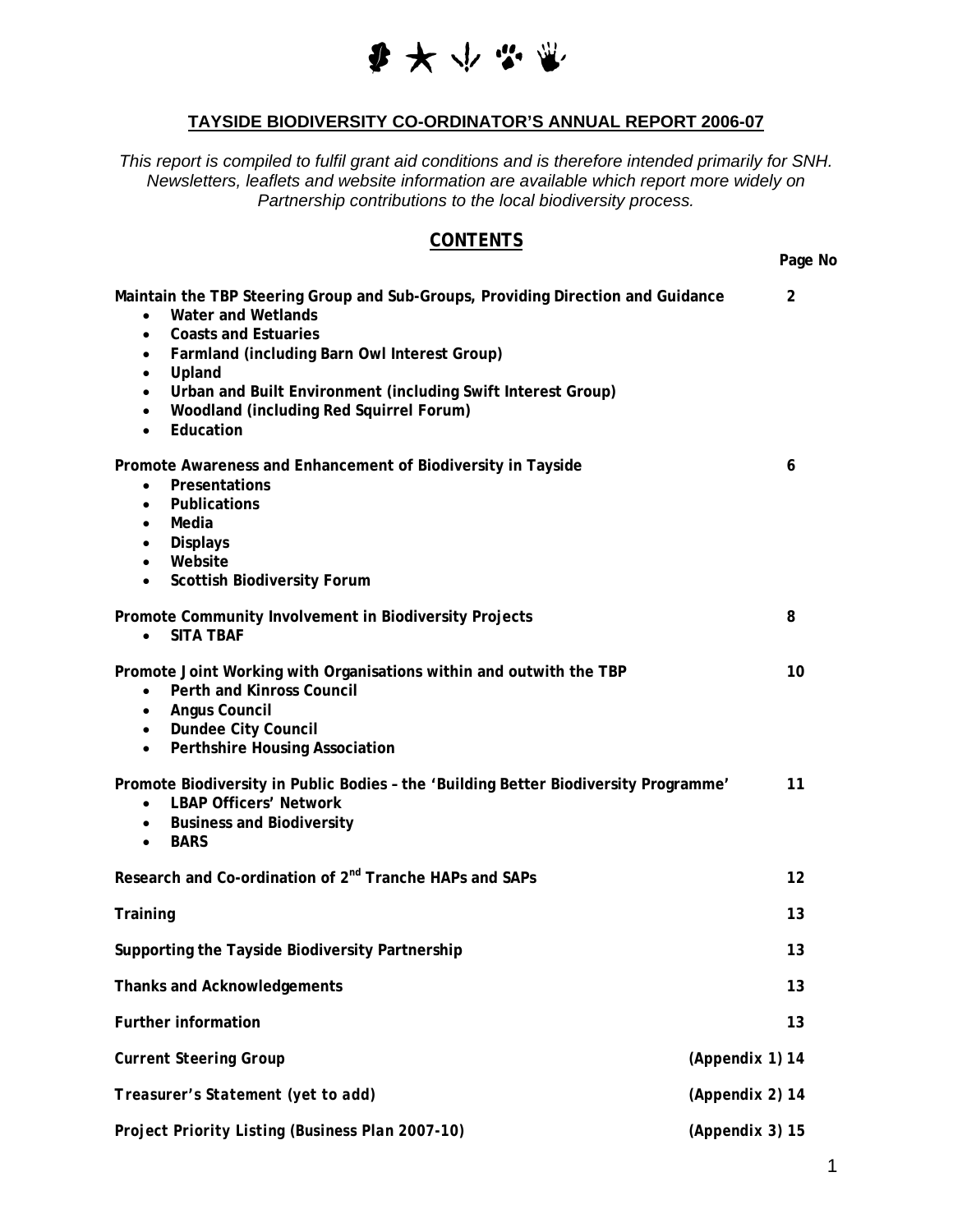**TAYSIDE BIODIVERSITY CO-ORDINATOR'S ANNUAL REPORT 2006-07**

*This report is compiled to fulfil grant aid conditions and is therefore intended primarily for SNH. Newsletters, leaflets and website information are available which report more widely on Partnership contributions to the local biodiversity process.*

## CONTENTS

| | Page No |
|---|---|
| **Maintain the TBP Steering Group and Sub-Groups, Providing Direction and Guidance**<br>• **Water and Wetlands**<br>• **Coasts and Estuaries**<br>• **Farmland (including Barn Owl Interest Group)**<br>• **Upland**<br>• **Urban and Built Environment (including Swift Interest Group)**<br>• **Woodland (including Red Squirrel Forum)**<br>• **Education** | 2 |
| **Promote Awareness and Enhancement of Biodiversity in Tayside**<br>• **Presentations**<br>• **Publications**<br>• **Media**<br>• **Displays**<br>• **Website**<br>• **Scottish Biodiversity Forum** | 6 |
| **Promote Community Involvement in Biodiversity Projects**<br>• **SITA TBAF** | 8 |
| **Promote Joint Working with Organisations within and outwith the TBP**<br>• **Perth and Kinross Council**<br>• **Angus Council**<br>• **Dundee City Council**<br>• **Perthshire Housing Association** | 10 |
| **Promote Biodiversity in Public Bodies – the 'Building Better Biodiversity Programme'**<br>• **LBAP Officers' Network**<br>• **Business and Biodiversity**<br>• **BARS** | 11 |
| **Research and Co-ordination of 2nd Tranche HAPs and SAPs** | 12 |
| **Training** | 13 |
| **Supporting the Tayside Biodiversity Partnership** | 13 |
| **Thanks and Acknowledgements** | 13 |
| **Further information** | 13 |
| ***Current Steering Group*** *(Appendix 1)* | 14 |
| ***Treasurer's Statement (yet to add)*** *(Appendix 2)* | 14 |
| ***Project Priority Listing (Business Plan 2007-10)*** *(Appendix 3)* | 15 |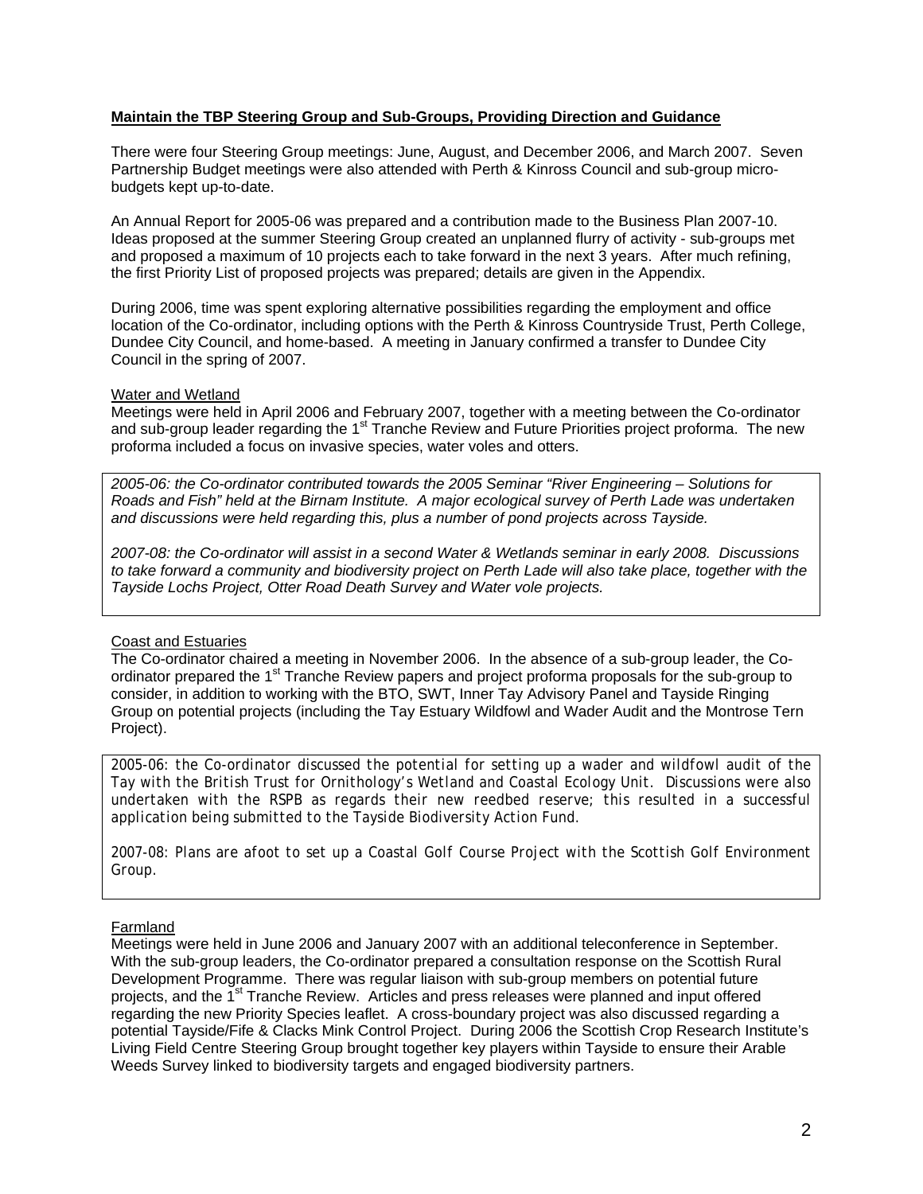**Maintain the TBP Steering Group and Sub-Groups, Providing Direction and Guidance**

There were four Steering Group meetings: June, August, and December 2006, and March 2007. Seven Partnership Budget meetings were also attended with Perth & Kinross Council and sub-group micro-budgets kept up-to-date.

An Annual Report for 2005-06 was prepared and a contribution made to the Business Plan 2007-10. Ideas proposed at the summer Steering Group created an unplanned flurry of activity - sub-groups met and proposed a maximum of 10 projects each to take forward in the next 3 years. After much refining, the first Priority List of proposed projects was prepared; details are given in the Appendix.

During 2006, time was spent exploring alternative possibilities regarding the employment and office location of the Co-ordinator, including options with the Perth & Kinross Countryside Trust, Perth College, Dundee City Council, and home-based. A meeting in January confirmed a transfer to Dundee City Council in the spring of 2007.

Water and Wetland

Meetings were held in April 2006 and February 2007, together with a meeting between the Co-ordinator and sub-group leader regarding the 1st Tranche Review and Future Priorities project proforma. The new proforma included a focus on invasive species, water voles and otters.

*2005-06: the Co-ordinator contributed towards the 2005 Seminar "River Engineering – Solutions for Roads and Fish" held at the Birnam Institute. A major ecological survey of Perth Lade was undertaken and discussions were held regarding this, plus a number of pond projects across Tayside.*

*2007-08: the Co-ordinator will assist in a second Water & Wetlands seminar in early 2008. Discussions to take forward a community and biodiversity project on Perth Lade will also take place, together with the Tayside Lochs Project, Otter Road Death Survey and Water vole projects.*

Coast and Estuaries

The Co-ordinator chaired a meeting in November 2006. In the absence of a sub-group leader, the Co-ordinator prepared the 1st Tranche Review papers and project proforma proposals for the sub-group to consider, in addition to working with the BTO, SWT, Inner Tay Advisory Panel and Tayside Ringing Group on potential projects (including the Tay Estuary Wildfowl and Wader Audit and the Montrose Tern Project).

*2005-06: the Co-ordinator discussed the potential for setting up a wader and wildfowl audit of the Tay with the British Trust for Ornithology's Wetland and Coastal Ecology Unit. Discussions were also undertaken with the RSPB as regards their new reedbed reserve; this resulted in a successful application being submitted to the Tayside Biodiversity Action Fund.*

*2007-08: Plans are afoot to set up a Coastal Golf Course Project with the Scottish Golf Environment Group.*

Farmland

Meetings were held in June 2006 and January 2007 with an additional teleconference in September. With the sub-group leaders, the Co-ordinator prepared a consultation response on the Scottish Rural Development Programme. There was regular liaison with sub-group members on potential future projects, and the 1st Tranche Review. Articles and press releases were planned and input offered regarding the new Priority Species leaflet. A cross-boundary project was also discussed regarding a potential Tayside/Fife & Clacks Mink Control Project. During 2006 the Scottish Crop Research Institute's Living Field Centre Steering Group brought together key players within Tayside to ensure their Arable Weeds Survey linked to biodiversity targets and engaged biodiversity partners.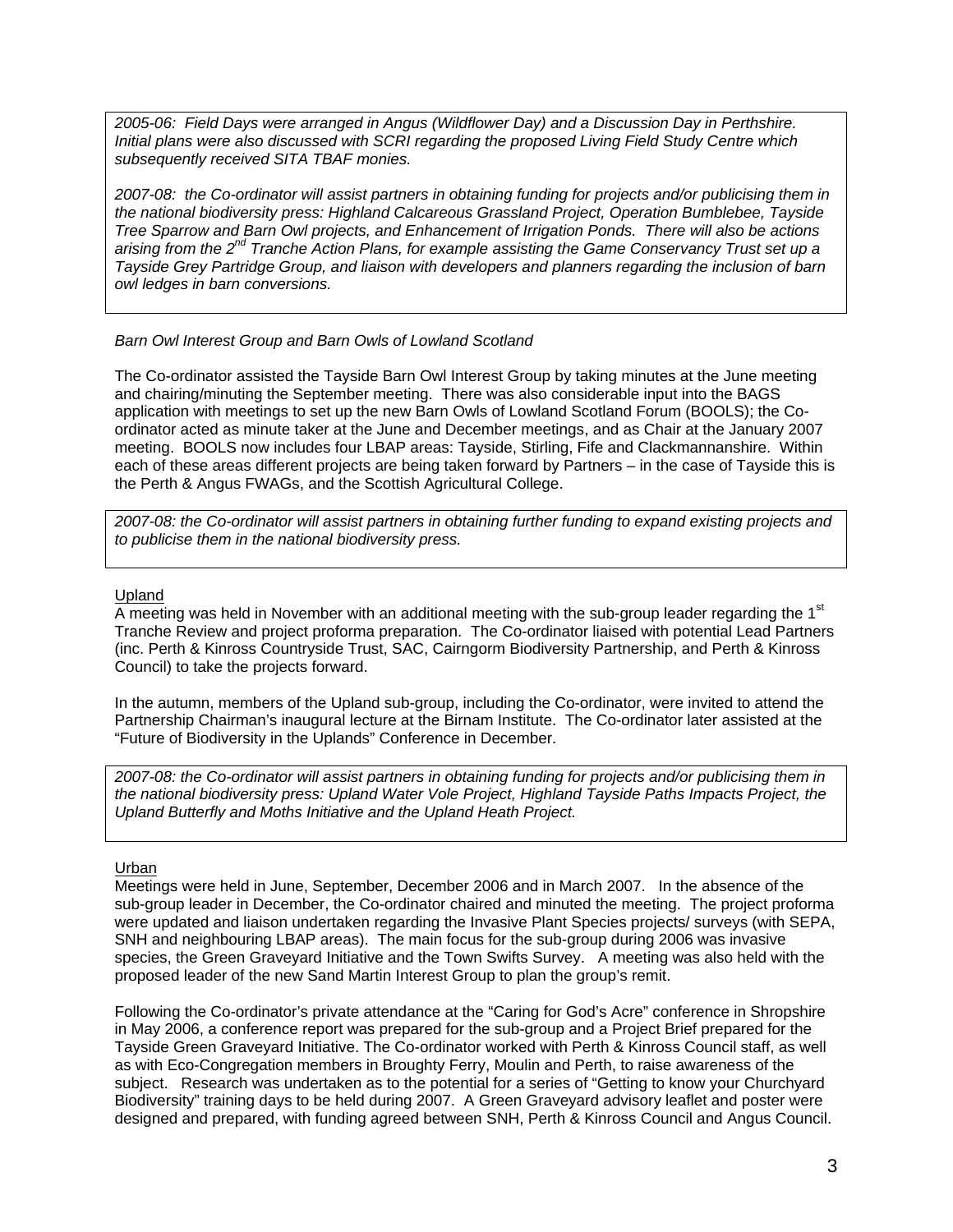*2005-06: Field Days were arranged in Angus (Wildflower Day) and a Discussion Day in Perthshire. Initial plans were also discussed with SCRI regarding the proposed Living Field Study Centre which subsequently received SITA TBAF monies.*

*2007-08: the Co-ordinator will assist partners in obtaining funding for projects and/or publicising them in the national biodiversity press: Highland Calcareous Grassland Project, Operation Bumblebee, Tayside Tree Sparrow and Barn Owl projects, and Enhancement of Irrigation Ponds. There will also be actions arising from the 2nd Tranche Action Plans, for example assisting the Game Conservancy Trust set up a Tayside Grey Partridge Group, and liaison with developers and planners regarding the inclusion of barn owl ledges in barn conversions.*

*Barn Owl Interest Group and Barn Owls of Lowland Scotland*

The Co-ordinator assisted the Tayside Barn Owl Interest Group by taking minutes at the June meeting and chairing/minuting the September meeting. There was also considerable input into the BAGS application with meetings to set up the new Barn Owls of Lowland Scotland Forum (BOOLS); the Co-ordinator acted as minute taker at the June and December meetings, and as Chair at the January 2007 meeting. BOOLS now includes four LBAP areas: Tayside, Stirling, Fife and Clackmannanshire. Within each of these areas different projects are being taken forward by Partners – in the case of Tayside this is the Perth & Angus FWAGs, and the Scottish Agricultural College.

*2007-08: the Co-ordinator will assist partners in obtaining further funding to expand existing projects and to publicise them in the national biodiversity press.*

Upland

A meeting was held in November with an additional meeting with the sub-group leader regarding the 1st Tranche Review and project proforma preparation. The Co-ordinator liaised with potential Lead Partners (inc. Perth & Kinross Countryside Trust, SAC, Cairngorm Biodiversity Partnership, and Perth & Kinross Council) to take the projects forward.

In the autumn, members of the Upland sub-group, including the Co-ordinator, were invited to attend the Partnership Chairman's inaugural lecture at the Birnam Institute. The Co-ordinator later assisted at the "Future of Biodiversity in the Uplands" Conference in December.

*2007-08: the Co-ordinator will assist partners in obtaining funding for projects and/or publicising them in the national biodiversity press: Upland Water Vole Project, Highland Tayside Paths Impacts Project, the Upland Butterfly and Moths Initiative and the Upland Heath Project.*

Urban

Meetings were held in June, September, December 2006 and in March 2007. In the absence of the sub-group leader in December, the Co-ordinator chaired and minuted the meeting. The project proforma were updated and liaison undertaken regarding the Invasive Plant Species projects/ surveys (with SEPA, SNH and neighbouring LBAP areas). The main focus for the sub-group during 2006 was invasive species, the Green Graveyard Initiative and the Town Swifts Survey. A meeting was also held with the proposed leader of the new Sand Martin Interest Group to plan the group's remit.

Following the Co-ordinator's private attendance at the "Caring for God's Acre" conference in Shropshire in May 2006, a conference report was prepared for the sub-group and a Project Brief prepared for the Tayside Green Graveyard Initiative. The Co-ordinator worked with Perth & Kinross Council staff, as well as with Eco-Congregation members in Broughty Ferry, Moulin and Perth, to raise awareness of the subject. Research was undertaken as to the potential for a series of "Getting to know your Churchyard Biodiversity" training days to be held during 2007. A Green Graveyard advisory leaflet and poster were designed and prepared, with funding agreed between SNH, Perth & Kinross Council and Angus Council.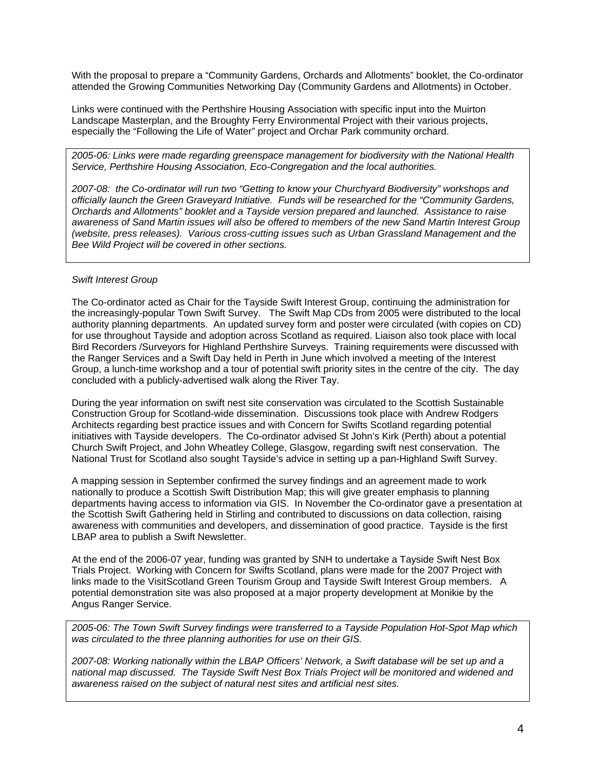With the proposal to prepare a "Community Gardens, Orchards and Allotments" booklet, the Co-ordinator attended the Growing Communities Networking Day (Community Gardens and Allotments) in October.

Links were continued with the Perthshire Housing Association with specific input into the Muirton Landscape Masterplan, and the Broughty Ferry Environmental Project with their various projects, especially the "Following the Life of Water" project and Orchar Park community orchard.

*2005-06: Links were made regarding greenspace management for biodiversity with the National Health Service, Perthshire Housing Association, Eco-Congregation and the local authorities.*

*2007-08: the Co-ordinator will run two "Getting to know your Churchyard Biodiversity" workshops and officially launch the Green Graveyard Initiative. Funds will be researched for the "Community Gardens, Orchards and Allotments" booklet and a Tayside version prepared and launched. Assistance to raise awareness of Sand Martin issues will also be offered to members of the new Sand Martin Interest Group (website, press releases). Various cross-cutting issues such as Urban Grassland Management and the Bee Wild Project will be covered in other sections.*

*Swift Interest Group*

The Co-ordinator acted as Chair for the Tayside Swift Interest Group, continuing the administration for the increasingly-popular Town Swift Survey. The Swift Map CDs from 2005 were distributed to the local authority planning departments. An updated survey form and poster were circulated (with copies on CD) for use throughout Tayside and adoption across Scotland as required. Liaison also took place with local Bird Recorders /Surveyors for Highland Perthshire Surveys. Training requirements were discussed with the Ranger Services and a Swift Day held in Perth in June which involved a meeting of the Interest Group, a lunch-time workshop and a tour of potential swift priority sites in the centre of the city. The day concluded with a publicly-advertised walk along the River Tay.

During the year information on swift nest site conservation was circulated to the Scottish Sustainable Construction Group for Scotland-wide dissemination. Discussions took place with Andrew Rodgers Architects regarding best practice issues and with Concern for Swifts Scotland regarding potential initiatives with Tayside developers. The Co-ordinator advised St John's Kirk (Perth) about a potential Church Swift Project, and John Wheatley College, Glasgow, regarding swift nest conservation. The National Trust for Scotland also sought Tayside's advice in setting up a pan-Highland Swift Survey.

A mapping session in September confirmed the survey findings and an agreement made to work nationally to produce a Scottish Swift Distribution Map; this will give greater emphasis to planning departments having access to information via GIS. In November the Co-ordinator gave a presentation at the Scottish Swift Gathering held in Stirling and contributed to discussions on data collection, raising awareness with communities and developers, and dissemination of good practice. Tayside is the first LBAP area to publish a Swift Newsletter.

At the end of the 2006-07 year, funding was granted by SNH to undertake a Tayside Swift Nest Box Trials Project. Working with Concern for Swifts Scotland, plans were made for the 2007 Project with links made to the VisitScotland Green Tourism Group and Tayside Swift Interest Group members. A potential demonstration site was also proposed at a major property development at Monikie by the Angus Ranger Service.

*2005-06: The Town Swift Survey findings were transferred to a Tayside Population Hot-Spot Map which was circulated to the three planning authorities for use on their GIS.*

*2007-08: Working nationally within the LBAP Officers' Network, a Swift database will be set up and a national map discussed. The Tayside Swift Nest Box Trials Project will be monitored and widened and awareness raised on the subject of natural nest sites and artificial nest sites.*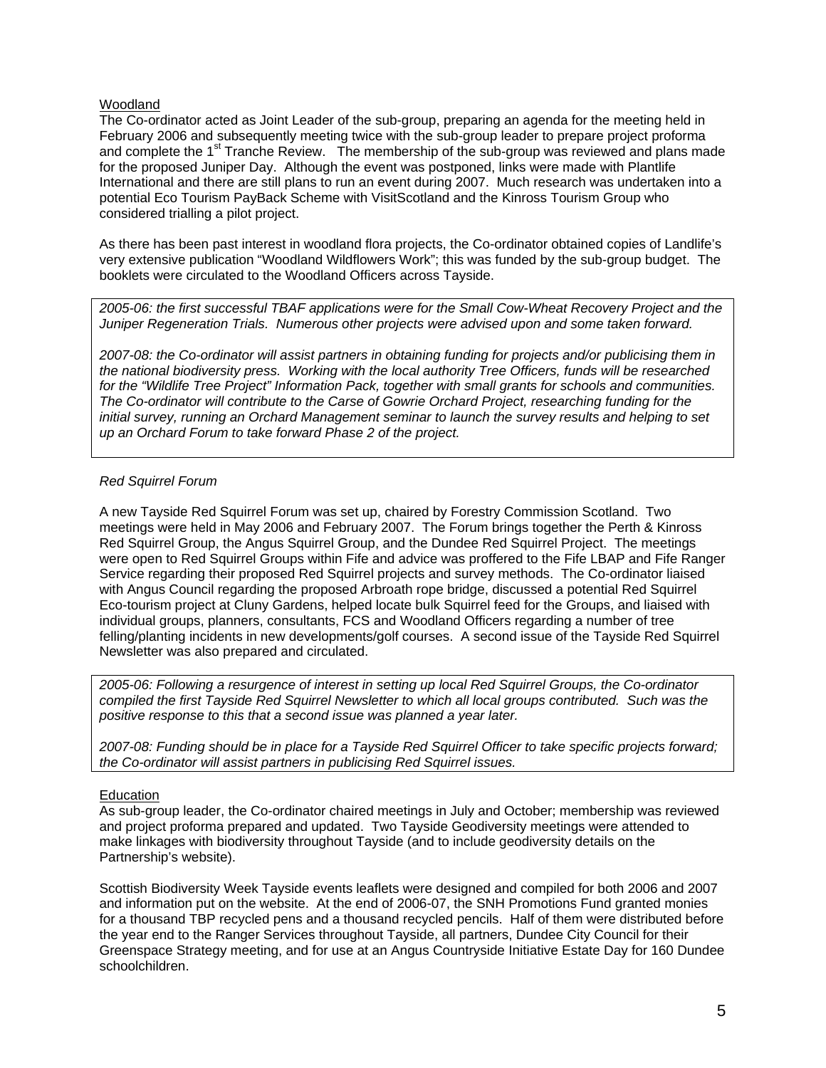Woodland

The Co-ordinator acted as Joint Leader of the sub-group, preparing an agenda for the meeting held in February 2006 and subsequently meeting twice with the sub-group leader to prepare project proforma and complete the 1st Tranche Review. The membership of the sub-group was reviewed and plans made for the proposed Juniper Day. Although the event was postponed, links were made with Plantlife International and there are still plans to run an event during 2007. Much research was undertaken into a potential Eco Tourism PayBack Scheme with VisitScotland and the Kinross Tourism Group who considered trialling a pilot project.

As there has been past interest in woodland flora projects, the Co-ordinator obtained copies of Landlife's very extensive publication "Woodland Wildflowers Work"; this was funded by the sub-group budget. The booklets were circulated to the Woodland Officers across Tayside.

*2005-06: the first successful TBAF applications were for the Small Cow-Wheat Recovery Project and the Juniper Regeneration Trials. Numerous other projects were advised upon and some taken forward.*

*2007-08: the Co-ordinator will assist partners in obtaining funding for projects and/or publicising them in the national biodiversity press. Working with the local authority Tree Officers, funds will be researched for the "Wildlife Tree Project" Information Pack, together with small grants for schools and communities. The Co-ordinator will contribute to the Carse of Gowrie Orchard Project, researching funding for the initial survey, running an Orchard Management seminar to launch the survey results and helping to set up an Orchard Forum to take forward Phase 2 of the project.*

*Red Squirrel Forum*

A new Tayside Red Squirrel Forum was set up, chaired by Forestry Commission Scotland. Two meetings were held in May 2006 and February 2007. The Forum brings together the Perth & Kinross Red Squirrel Group, the Angus Squirrel Group, and the Dundee Red Squirrel Project. The meetings were open to Red Squirrel Groups within Fife and advice was proffered to the Fife LBAP and Fife Ranger Service regarding their proposed Red Squirrel projects and survey methods. The Co-ordinator liaised with Angus Council regarding the proposed Arbroath rope bridge, discussed a potential Red Squirrel Eco-tourism project at Cluny Gardens, helped locate bulk Squirrel feed for the Groups, and liaised with individual groups, planners, consultants, FCS and Woodland Officers regarding a number of tree felling/planting incidents in new developments/golf courses. A second issue of the Tayside Red Squirrel Newsletter was also prepared and circulated.

*2005-06: Following a resurgence of interest in setting up local Red Squirrel Groups, the Co-ordinator compiled the first Tayside Red Squirrel Newsletter to which all local groups contributed. Such was the positive response to this that a second issue was planned a year later.*

*2007-08: Funding should be in place for a Tayside Red Squirrel Officer to take specific projects forward; the Co-ordinator will assist partners in publicising Red Squirrel issues.*

Education

As sub-group leader, the Co-ordinator chaired meetings in July and October; membership was reviewed and project proforma prepared and updated. Two Tayside Geodiversity meetings were attended to make linkages with biodiversity throughout Tayside (and to include geodiversity details on the Partnership's website).

Scottish Biodiversity Week Tayside events leaflets were designed and compiled for both 2006 and 2007 and information put on the website. At the end of 2006-07, the SNH Promotions Fund granted monies for a thousand TBP recycled pens and a thousand recycled pencils. Half of them were distributed before the year end to the Ranger Services throughout Tayside, all partners, Dundee City Council for their Greenspace Strategy meeting, and for use at an Angus Countryside Initiative Estate Day for 160 Dundee schoolchildren.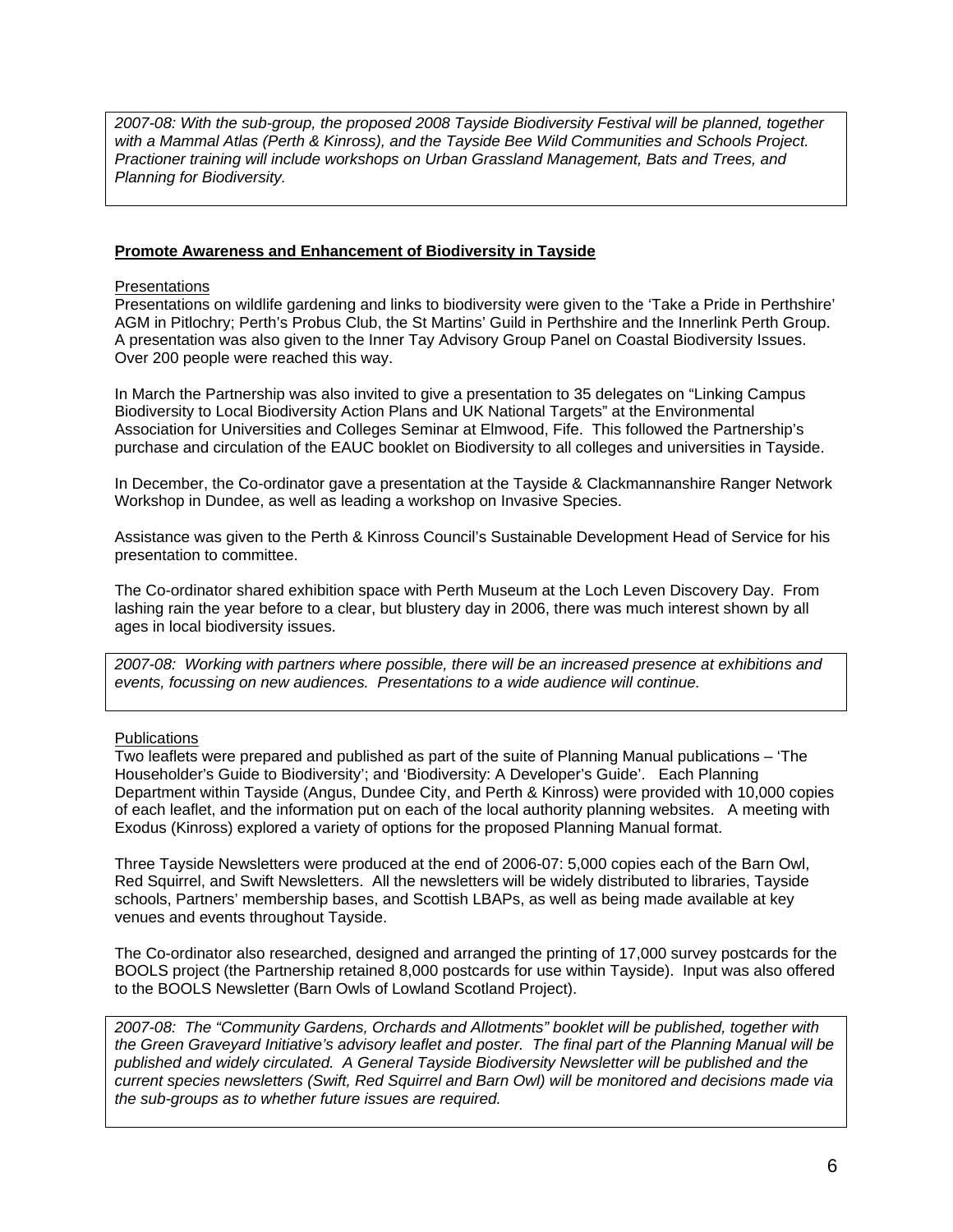*2007-08: With the sub-group, the proposed 2008 Tayside Biodiversity Festival will be planned, together with a Mammal Atlas (Perth & Kinross), and the Tayside Bee Wild Communities and Schools Project. Practioner training will include workshops on Urban Grassland Management, Bats and Trees, and Planning for Biodiversity.*

**Promote Awareness and Enhancement of Biodiversity in Tayside**

Presentations

Presentations on wildlife gardening and links to biodiversity were given to the 'Take a Pride in Perthshire' AGM in Pitlochry; Perth's Probus Club, the St Martins' Guild in Perthshire and the Innerlink Perth Group. A presentation was also given to the Inner Tay Advisory Group Panel on Coastal Biodiversity Issues. Over 200 people were reached this way.

In March the Partnership was also invited to give a presentation to 35 delegates on "Linking Campus Biodiversity to Local Biodiversity Action Plans and UK National Targets" at the Environmental Association for Universities and Colleges Seminar at Elmwood, Fife. This followed the Partnership's purchase and circulation of the EAUC booklet on Biodiversity to all colleges and universities in Tayside.

In December, the Co-ordinator gave a presentation at the Tayside & Clackmannanshire Ranger Network Workshop in Dundee, as well as leading a workshop on Invasive Species.

Assistance was given to the Perth & Kinross Council's Sustainable Development Head of Service for his presentation to committee.

The Co-ordinator shared exhibition space with Perth Museum at the Loch Leven Discovery Day. From lashing rain the year before to a clear, but blustery day in 2006, there was much interest shown by all ages in local biodiversity issues.

*2007-08: Working with partners where possible, there will be an increased presence at exhibitions and events, focussing on new audiences. Presentations to a wide audience will continue.*

Publications

Two leaflets were prepared and published as part of the suite of Planning Manual publications – 'The Householder's Guide to Biodiversity'; and 'Biodiversity: A Developer's Guide'. Each Planning Department within Tayside (Angus, Dundee City, and Perth & Kinross) were provided with 10,000 copies of each leaflet, and the information put on each of the local authority planning websites. A meeting with Exodus (Kinross) explored a variety of options for the proposed Planning Manual format.

Three Tayside Newsletters were produced at the end of 2006-07: 5,000 copies each of the Barn Owl, Red Squirrel, and Swift Newsletters. All the newsletters will be widely distributed to libraries, Tayside schools, Partners' membership bases, and Scottish LBAPs, as well as being made available at key venues and events throughout Tayside.

The Co-ordinator also researched, designed and arranged the printing of 17,000 survey postcards for the BOOLS project (the Partnership retained 8,000 postcards for use within Tayside). Input was also offered to the BOOLS Newsletter (Barn Owls of Lowland Scotland Project).

*2007-08: The "Community Gardens, Orchards and Allotments" booklet will be published, together with the Green Graveyard Initiative's advisory leaflet and poster. The final part of the Planning Manual will be published and widely circulated. A General Tayside Biodiversity Newsletter will be published and the current species newsletters (Swift, Red Squirrel and Barn Owl) will be monitored and decisions made via the sub-groups as to whether future issues are required.*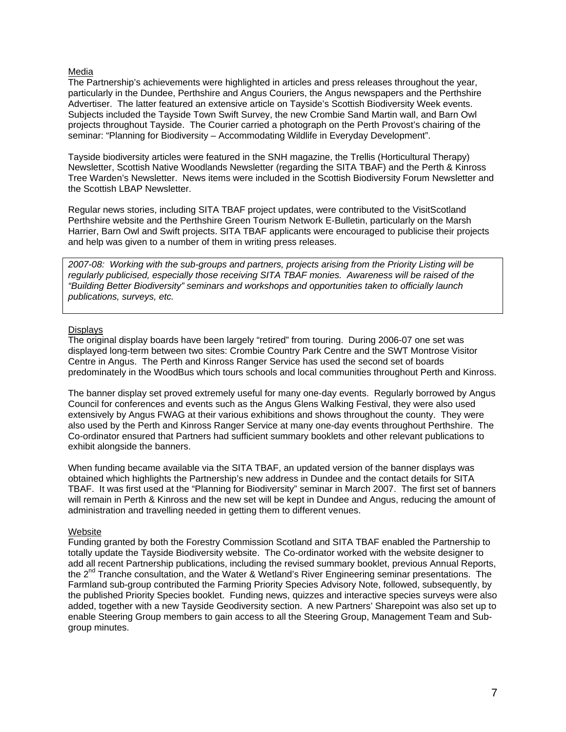Media

The Partnership's achievements were highlighted in articles and press releases throughout the year, particularly in the Dundee, Perthshire and Angus Couriers, the Angus newspapers and the Perthshire Advertiser. The latter featured an extensive article on Tayside's Scottish Biodiversity Week events. Subjects included the Tayside Town Swift Survey, the new Crombie Sand Martin wall, and Barn Owl projects throughout Tayside. The Courier carried a photograph on the Perth Provost's chairing of the seminar: "Planning for Biodiversity – Accommodating Wildlife in Everyday Development".

Tayside biodiversity articles were featured in the SNH magazine, the Trellis (Horticultural Therapy) Newsletter, Scottish Native Woodlands Newsletter (regarding the SITA TBAF) and the Perth & Kinross Tree Warden's Newsletter. News items were included in the Scottish Biodiversity Forum Newsletter and the Scottish LBAP Newsletter.

Regular news stories, including SITA TBAF project updates, were contributed to the VisitScotland Perthshire website and the Perthshire Green Tourism Network E-Bulletin, particularly on the Marsh Harrier, Barn Owl and Swift projects. SITA TBAF applicants were encouraged to publicise their projects and help was given to a number of them in writing press releases.

*2007-08: Working with the sub-groups and partners, projects arising from the Priority Listing will be regularly publicised, especially those receiving SITA TBAF monies. Awareness will be raised of the "Building Better Biodiversity" seminars and workshops and opportunities taken to officially launch publications, surveys, etc.*

Displays

The original display boards have been largely "retired" from touring. During 2006-07 one set was displayed long-term between two sites: Crombie Country Park Centre and the SWT Montrose Visitor Centre in Angus. The Perth and Kinross Ranger Service has used the second set of boards predominately in the WoodBus which tours schools and local communities throughout Perth and Kinross.

The banner display set proved extremely useful for many one-day events. Regularly borrowed by Angus Council for conferences and events such as the Angus Glens Walking Festival, they were also used extensively by Angus FWAG at their various exhibitions and shows throughout the county. They were also used by the Perth and Kinross Ranger Service at many one-day events throughout Perthshire. The Co-ordinator ensured that Partners had sufficient summary booklets and other relevant publications to exhibit alongside the banners.

When funding became available via the SITA TBAF, an updated version of the banner displays was obtained which highlights the Partnership's new address in Dundee and the contact details for SITA TBAF. It was first used at the "Planning for Biodiversity" seminar in March 2007. The first set of banners will remain in Perth & Kinross and the new set will be kept in Dundee and Angus, reducing the amount of administration and travelling needed in getting them to different venues.

Website

Funding granted by both the Forestry Commission Scotland and SITA TBAF enabled the Partnership to totally update the Tayside Biodiversity website. The Co-ordinator worked with the website designer to add all recent Partnership publications, including the revised summary booklet, previous Annual Reports, the 2nd Tranche consultation, and the Water & Wetland's River Engineering seminar presentations. The Farmland sub-group contributed the Farming Priority Species Advisory Note, followed, subsequently, by the published Priority Species booklet. Funding news, quizzes and interactive species surveys were also added, together with a new Tayside Geodiversity section. A new Partners' Sharepoint was also set up to enable Steering Group members to gain access to all the Steering Group, Management Team and Sub-group minutes.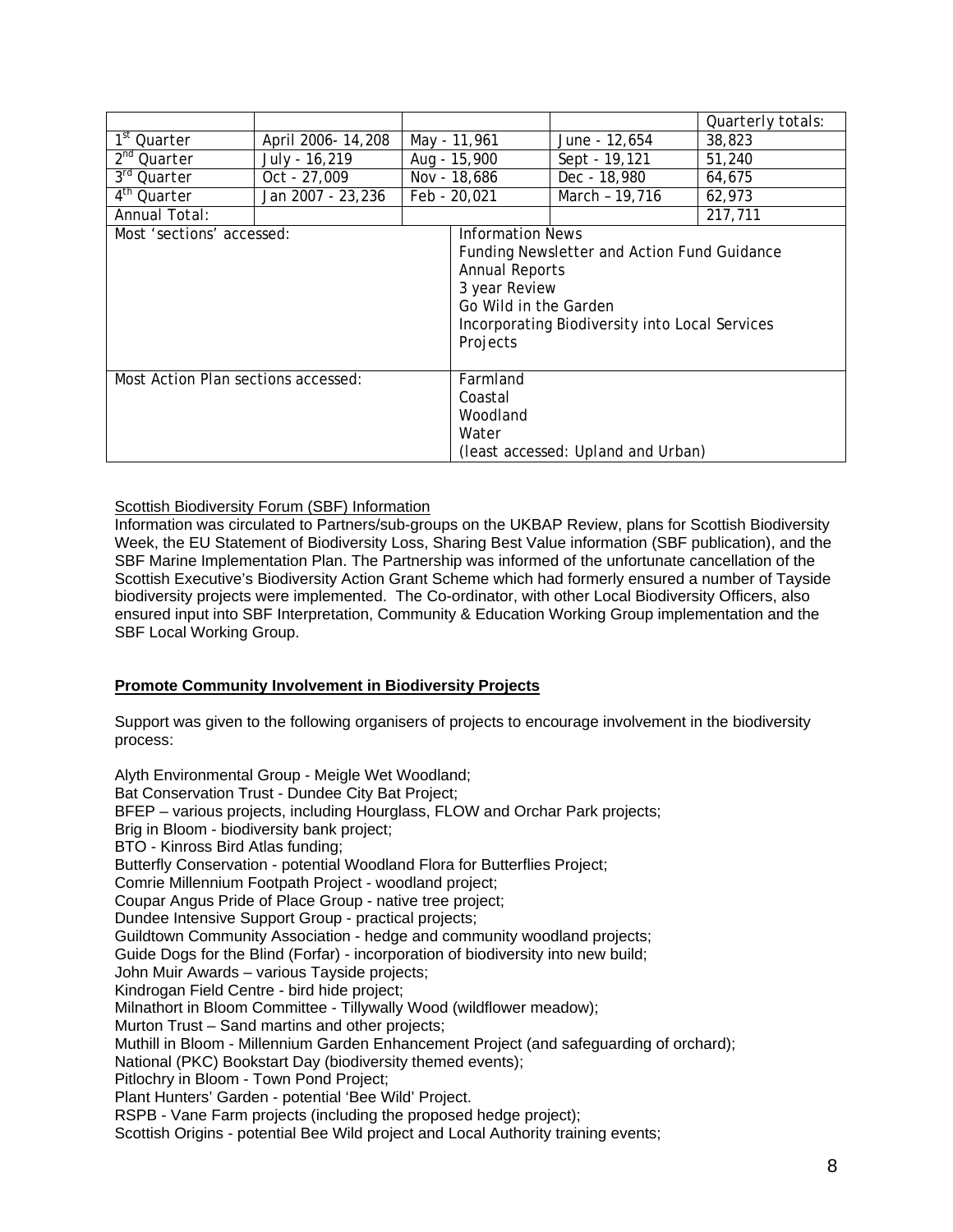| | | | | Quarterly totals: |
|---|---|---|---|---|
| 1st Quarter | April 2006- 14,208 | May - 11,961 | June - 12,654 | 38,823 |
| 2nd Quarter | July - 16,219 | Aug - 15,900 | Sept - 19,121 | 51,240 |
| 3rd Quarter | Oct - 27,009 | Nov - 18,686 | Dec - 18,980 | 64,675 |
| 4th Quarter | Jan 2007 - 23,236 | Feb - 20,021 | March – 19,716 | 62,973 |
| Annual Total: | | | | 217,711 |
| Most 'sections' accessed: | | Information News<br>Funding Newsletter and Action Fund Guidance<br>Annual Reports<br>3 year Review<br>Go Wild in the Garden<br>Incorporating Biodiversity into Local Services<br>Projects | | |
| Most Action Plan sections accessed: | | Farmland<br>Coastal<br>Woodland<br>Water<br>(least accessed: Upland and Urban) | | |

Scottish Biodiversity Forum (SBF) Information

Information was circulated to Partners/sub-groups on the UKBAP Review, plans for Scottish Biodiversity Week, the EU Statement of Biodiversity Loss, Sharing Best Value information (SBF publication), and the SBF Marine Implementation Plan. The Partnership was informed of the unfortunate cancellation of the Scottish Executive's Biodiversity Action Grant Scheme which had formerly ensured a number of Tayside biodiversity projects were implemented. The Co-ordinator, with other Local Biodiversity Officers, also ensured input into SBF Interpretation, Community & Education Working Group implementation and the SBF Local Working Group.

**Promote Community Involvement in Biodiversity Projects**

Support was given to the following organisers of projects to encourage involvement in the biodiversity process:

Alyth Environmental Group - Meigle Wet Woodland;
Bat Conservation Trust - Dundee City Bat Project;
BFEP – various projects, including Hourglass, FLOW and Orchar Park projects;
Brig in Bloom - biodiversity bank project;
BTO - Kinross Bird Atlas funding;
Butterfly Conservation - potential Woodland Flora for Butterflies Project;
Comrie Millennium Footpath Project - woodland project;
Coupar Angus Pride of Place Group - native tree project;
Dundee Intensive Support Group - practical projects;
Guildtown Community Association - hedge and community woodland projects;
Guide Dogs for the Blind (Forfar) - incorporation of biodiversity into new build;
John Muir Awards – various Tayside projects;
Kindrogan Field Centre - bird hide project;
Milnathort in Bloom Committee - Tillywally Wood (wildflower meadow);
Murton Trust – Sand martins and other projects;
Muthill in Bloom - Millennium Garden Enhancement Project (and safeguarding of orchard);
National (PKC) Bookstart Day (biodiversity themed events);
Pitlochry in Bloom - Town Pond Project;
Plant Hunters' Garden - potential 'Bee Wild' Project.
RSPB - Vane Farm projects (including the proposed hedge project);
Scottish Origins - potential Bee Wild project and Local Authority training events;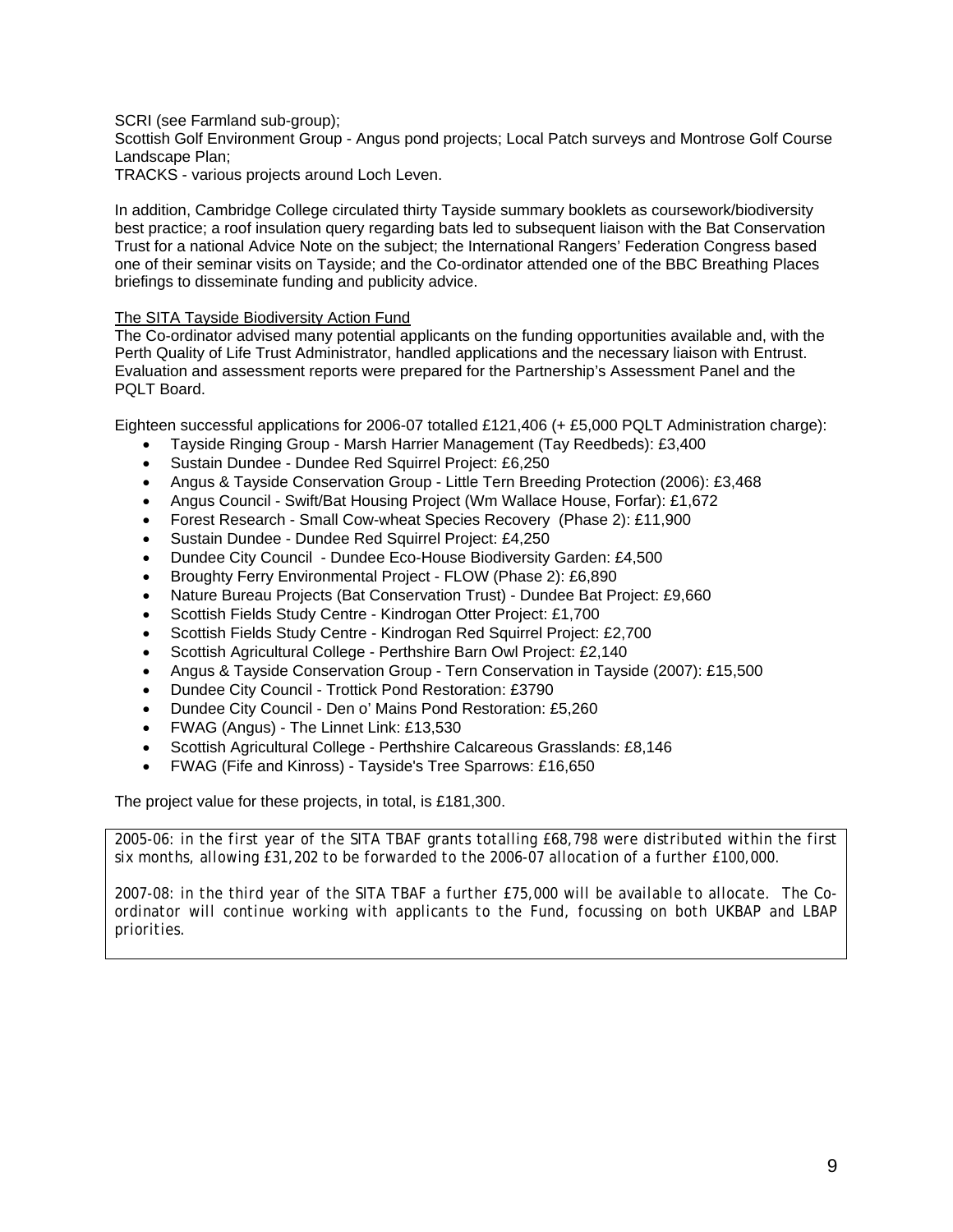SCRI (see Farmland sub-group);
Scottish Golf Environment Group - Angus pond projects; Local Patch surveys and Montrose Golf Course Landscape Plan;
TRACKS - various projects around Loch Leven.

In addition, Cambridge College circulated thirty Tayside summary booklets as coursework/biodiversity best practice; a roof insulation query regarding bats led to subsequent liaison with the Bat Conservation Trust for a national Advice Note on the subject; the International Rangers' Federation Congress based one of their seminar visits on Tayside; and the Co-ordinator attended one of the BBC Breathing Places briefings to disseminate funding and publicity advice.

The SITA Tayside Biodiversity Action Fund

The Co-ordinator advised many potential applicants on the funding opportunities available and, with the Perth Quality of Life Trust Administrator, handled applications and the necessary liaison with Entrust. Evaluation and assessment reports were prepared for the Partnership's Assessment Panel and the PQLT Board.

Eighteen successful applications for 2006-07 totalled £121,406 (+ £5,000 PQLT Administration charge):

- Tayside Ringing Group - Marsh Harrier Management (Tay Reedbeds): £3,400
- Sustain Dundee - Dundee Red Squirrel Project: £6,250
- Angus & Tayside Conservation Group - Little Tern Breeding Protection (2006): £3,468
- Angus Council - Swift/Bat Housing Project (Wm Wallace House, Forfar): £1,672
- Forest Research - Small Cow-wheat Species Recovery (Phase 2): £11,900
- Sustain Dundee - Dundee Red Squirrel Project: £4,250
- Dundee City Council - Dundee Eco-House Biodiversity Garden: £4,500
- Broughty Ferry Environmental Project - FLOW (Phase 2): £6,890
- Nature Bureau Projects (Bat Conservation Trust) - Dundee Bat Project: £9,660
- Scottish Fields Study Centre - Kindrogan Otter Project: £1,700
- Scottish Fields Study Centre - Kindrogan Red Squirrel Project: £2,700
- Scottish Agricultural College - Perthshire Barn Owl Project: £2,140
- Angus & Tayside Conservation Group - Tern Conservation in Tayside (2007): £15,500
- Dundee City Council - Trottick Pond Restoration: £3790
- Dundee City Council - Den o' Mains Pond Restoration: £5,260
- FWAG (Angus) - The Linnet Link: £13,530
- Scottish Agricultural College - Perthshire Calcareous Grasslands: £8,146
- FWAG (Fife and Kinross) - Tayside's Tree Sparrows: £16,650

The project value for these projects, in total, is £181,300.

*2005-06: in the first year of the SITA TBAF grants totalling £68,798 were distributed within the first six months, allowing £31,202 to be forwarded to the 2006-07 allocation of a further £100,000.*

*2007-08: in the third year of the SITA TBAF a further £75,000 will be available to allocate. The Co-ordinator will continue working with applicants to the Fund, focussing on both UKBAP and LBAP priorities.*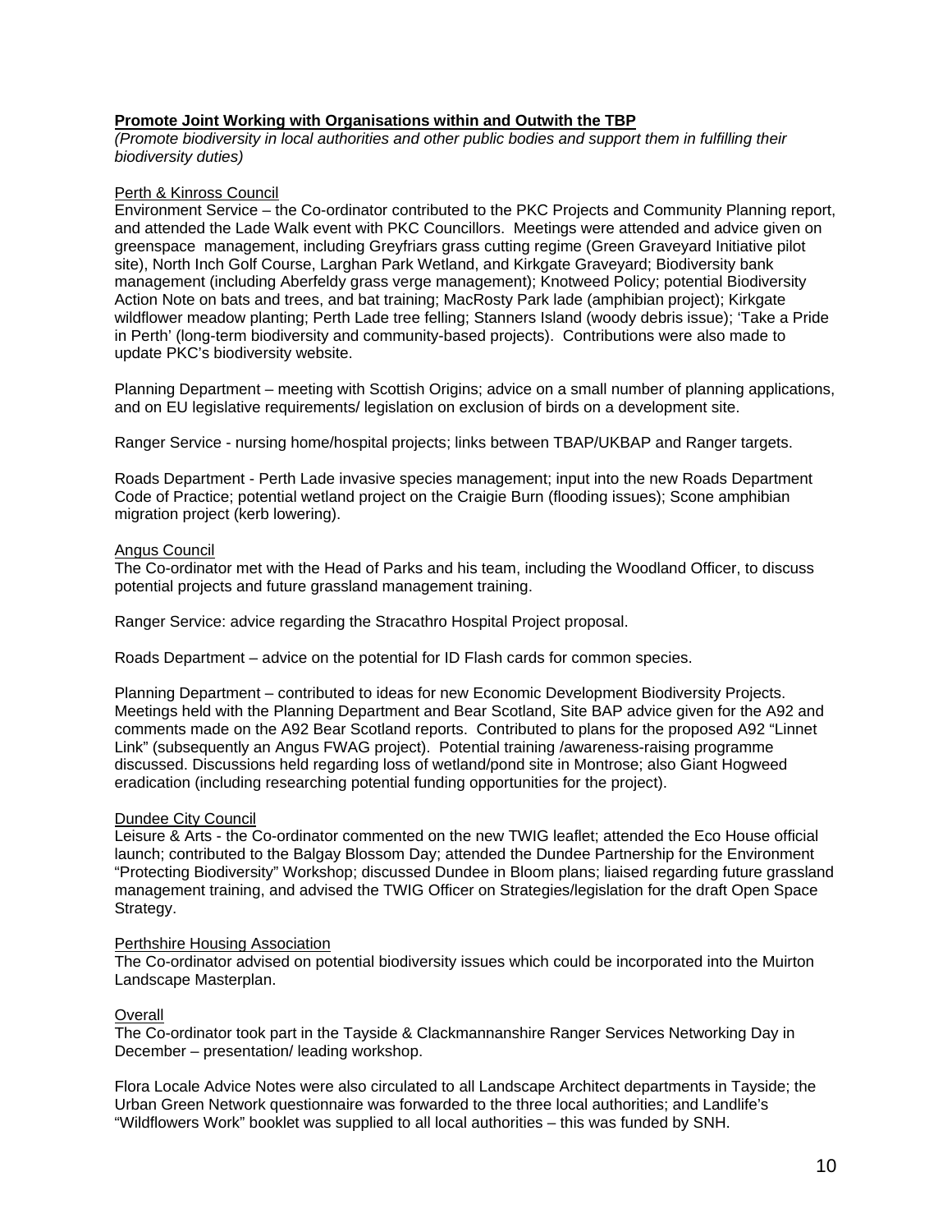**Promote Joint Working with Organisations within and Outwith the TBP**

*(Promote biodiversity in local authorities and other public bodies and support them in fulfilling their biodiversity duties)*

Perth & Kinross Council

Environment Service – the Co-ordinator contributed to the PKC Projects and Community Planning report, and attended the Lade Walk event with PKC Councillors. Meetings were attended and advice given on greenspace management, including Greyfriars grass cutting regime (Green Graveyard Initiative pilot site), North Inch Golf Course, Larghan Park Wetland, and Kirkgate Graveyard; Biodiversity bank management (including Aberfeldy grass verge management); Knotweed Policy; potential Biodiversity Action Note on bats and trees, and bat training; MacRosty Park lade (amphibian project); Kirkgate wildflower meadow planting; Perth Lade tree felling; Stanners Island (woody debris issue); 'Take a Pride in Perth' (long-term biodiversity and community-based projects). Contributions were also made to update PKC's biodiversity website.

Planning Department – meeting with Scottish Origins; advice on a small number of planning applications, and on EU legislative requirements/ legislation on exclusion of birds on a development site.

Ranger Service - nursing home/hospital projects; links between TBAP/UKBAP and Ranger targets.

Roads Department - Perth Lade invasive species management; input into the new Roads Department Code of Practice; potential wetland project on the Craigie Burn (flooding issues); Scone amphibian migration project (kerb lowering).

Angus Council

The Co-ordinator met with the Head of Parks and his team, including the Woodland Officer, to discuss potential projects and future grassland management training.

Ranger Service: advice regarding the Stracathro Hospital Project proposal.

Roads Department – advice on the potential for ID Flash cards for common species.

Planning Department – contributed to ideas for new Economic Development Biodiversity Projects. Meetings held with the Planning Department and Bear Scotland, Site BAP advice given for the A92 and comments made on the A92 Bear Scotland reports. Contributed to plans for the proposed A92 "Linnet Link" (subsequently an Angus FWAG project). Potential training /awareness-raising programme discussed. Discussions held regarding loss of wetland/pond site in Montrose; also Giant Hogweed eradication (including researching potential funding opportunities for the project).

Dundee City Council

Leisure & Arts - the Co-ordinator commented on the new TWIG leaflet; attended the Eco House official launch; contributed to the Balgay Blossom Day; attended the Dundee Partnership for the Environment "Protecting Biodiversity" Workshop; discussed Dundee in Bloom plans; liaised regarding future grassland management training, and advised the TWIG Officer on Strategies/legislation for the draft Open Space Strategy.

Perthshire Housing Association

The Co-ordinator advised on potential biodiversity issues which could be incorporated into the Muirton Landscape Masterplan.

Overall

The Co-ordinator took part in the Tayside & Clackmannanshire Ranger Services Networking Day in December – presentation/ leading workshop.

Flora Locale Advice Notes were also circulated to all Landscape Architect departments in Tayside; the Urban Green Network questionnaire was forwarded to the three local authorities; and Landlife's "Wildflowers Work" booklet was supplied to all local authorities – this was funded by SNH.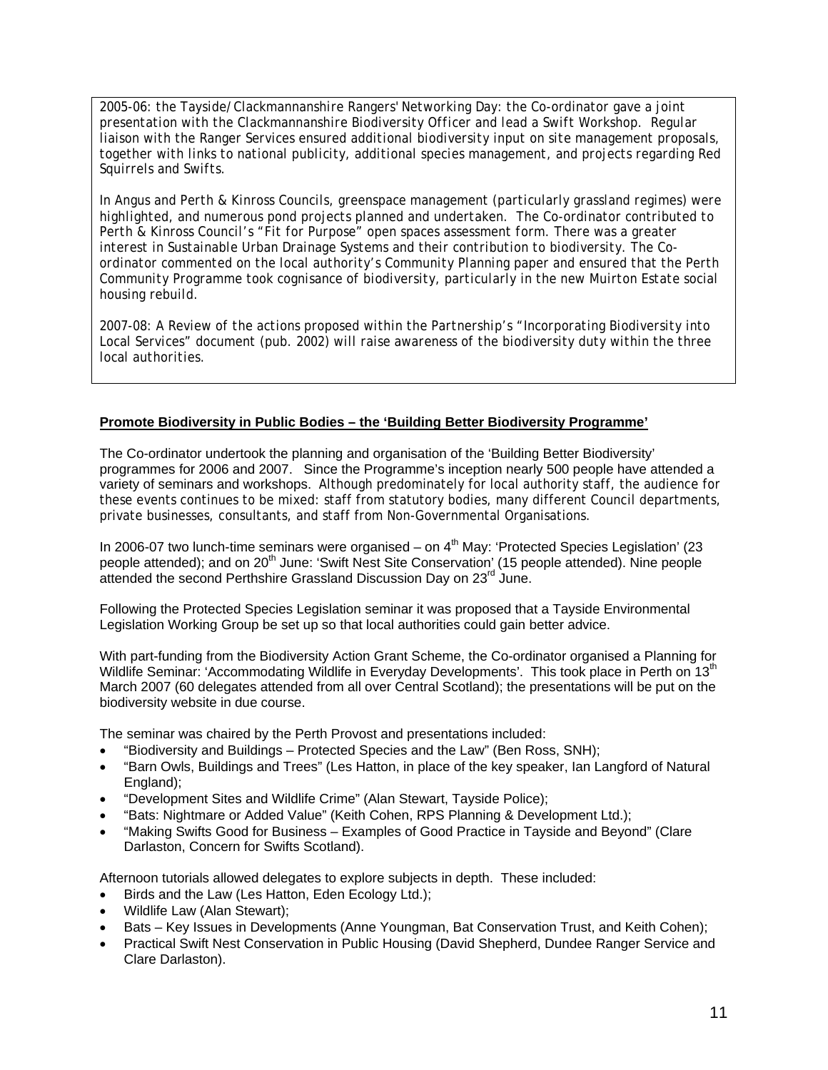*2005-06: the Tayside/Clackmannanshire Rangers' Networking Day: the Co-ordinator gave a joint presentation with the Clackmannanshire Biodiversity Officer and lead a Swift Workshop. Regular liaison with the Ranger Services ensured additional biodiversity input on site management proposals, together with links to national publicity, additional species management, and projects regarding Red Squirrels and Swifts.*

*In Angus and Perth & Kinross Councils, greenspace management (particularly grassland regimes) were highlighted, and numerous pond projects planned and undertaken. The Co-ordinator contributed to Perth & Kinross Council's "Fit for Purpose" open spaces assessment form. There was a greater interest in Sustainable Urban Drainage Systems and their contribution to biodiversity. The Co-ordinator commented on the local authority's Community Planning paper and ensured that the Perth Community Programme took cognisance of biodiversity, particularly in the new Muirton Estate social housing rebuild.*

*2007-08: A Review of the actions proposed within the Partnership's "Incorporating Biodiversity into Local Services" document (pub. 2002) will raise awareness of the biodiversity duty within the three local authorities.*

**Promote Biodiversity in Public Bodies – the 'Building Better Biodiversity Programme'**

The Co-ordinator undertook the planning and organisation of the 'Building Better Biodiversity' programmes for 2006 and 2007. Since the Programme's inception nearly 500 people have attended a variety of seminars and workshops. *Although predominately for local authority staff, the audience for these events continues to be mixed: staff from statutory bodies, many different Council departments, private businesses, consultants, and staff from Non-Governmental Organisations.*

In 2006-07 two lunch-time seminars were organised – on 4th May: 'Protected Species Legislation' (23 people attended); and on 20th June: 'Swift Nest Site Conservation' (15 people attended). Nine people attended the second Perthshire Grassland Discussion Day on 23rd June.

Following the Protected Species Legislation seminar it was proposed that a Tayside Environmental Legislation Working Group be set up so that local authorities could gain better advice.

With part-funding from the Biodiversity Action Grant Scheme, the Co-ordinator organised a Planning for Wildlife Seminar: 'Accommodating Wildlife in Everyday Developments'. This took place in Perth on 13th March 2007 (60 delegates attended from all over Central Scotland); the presentations will be put on the biodiversity website in due course.

The seminar was chaired by the Perth Provost and presentations included:

- "Biodiversity and Buildings – Protected Species and the Law" (Ben Ross, SNH);
- "Barn Owls, Buildings and Trees" (Les Hatton, in place of the key speaker, Ian Langford of Natural England);
- "Development Sites and Wildlife Crime" (Alan Stewart, Tayside Police);
- "Bats: Nightmare or Added Value" (Keith Cohen, RPS Planning & Development Ltd.);
- "Making Swifts Good for Business – Examples of Good Practice in Tayside and Beyond" (Clare Darlaston, Concern for Swifts Scotland).

Afternoon tutorials allowed delegates to explore subjects in depth. These included:

- Birds and the Law (Les Hatton, Eden Ecology Ltd.);
- Wildlife Law (Alan Stewart);
- Bats – Key Issues in Developments (Anne Youngman, Bat Conservation Trust, and Keith Cohen);
- Practical Swift Nest Conservation in Public Housing (David Shepherd, Dundee Ranger Service and Clare Darlaston).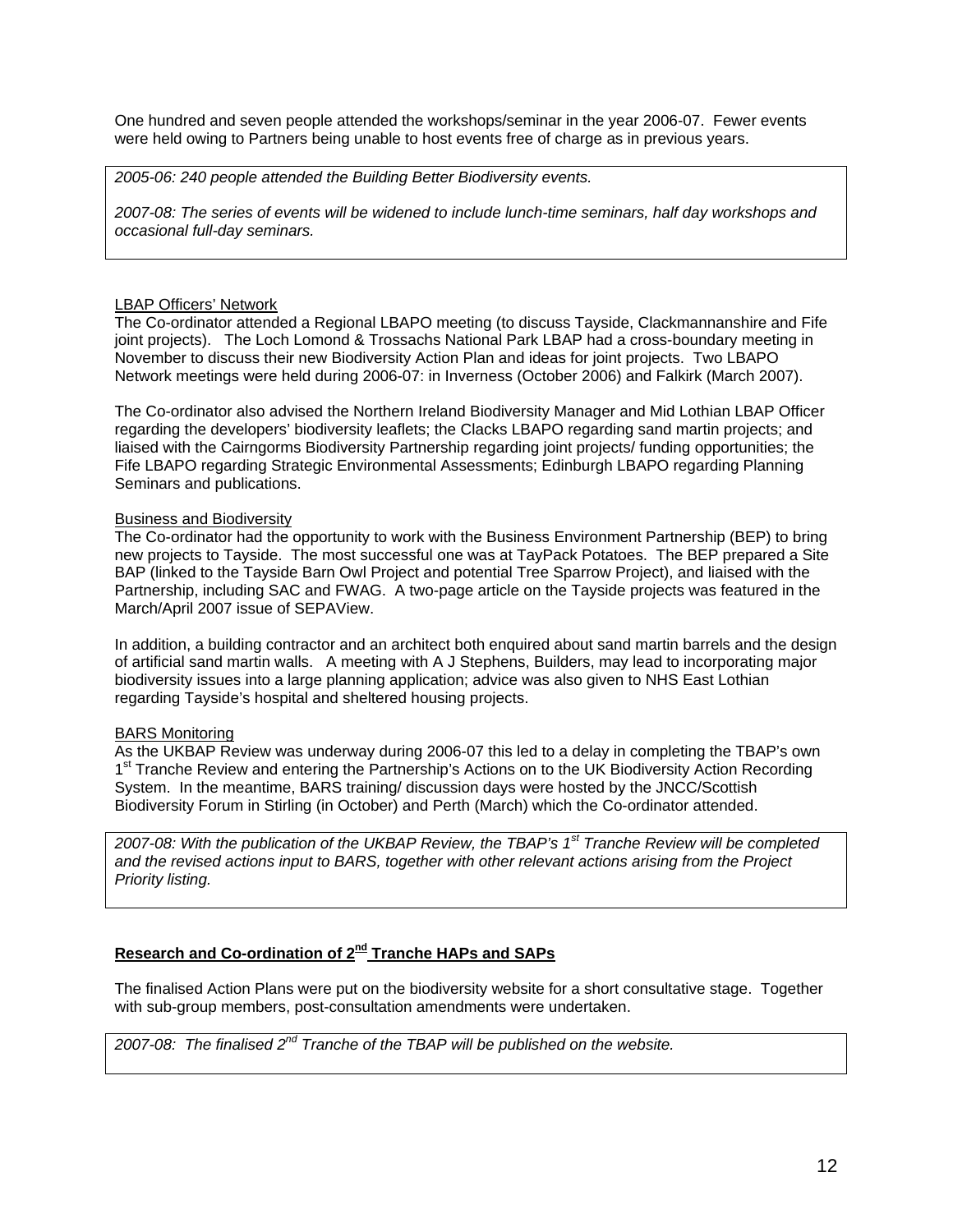One hundred and seven people attended the workshops/seminar in the year 2006-07. Fewer events were held owing to Partners being unable to host events free of charge as in previous years.

> *2005-06: 240 people attended the Building Better Biodiversity events.*
>
> *2007-08: The series of events will be widened to include lunch-time seminars, half day workshops and occasional full-day seminars.*

<u>LBAP Officers' Network</u>
The Co-ordinator attended a Regional LBAPO meeting (to discuss Tayside, Clackmannanshire and Fife joint projects). The Loch Lomond & Trossachs National Park LBAP had a cross-boundary meeting in November to discuss their new Biodiversity Action Plan and ideas for joint projects. Two LBAPO Network meetings were held during 2006-07: in Inverness (October 2006) and Falkirk (March 2007).

The Co-ordinator also advised the Northern Ireland Biodiversity Manager and Mid Lothian LBAP Officer regarding the developers' biodiversity leaflets; the Clacks LBAPO regarding sand martin projects; and liaised with the Cairngorms Biodiversity Partnership regarding joint projects/ funding opportunities; the Fife LBAPO regarding Strategic Environmental Assessments; Edinburgh LBAPO regarding Planning Seminars and publications.

<u>Business and Biodiversity</u>
The Co-ordinator had the opportunity to work with the Business Environment Partnership (BEP) to bring new projects to Tayside. The most successful one was at TayPack Potatoes. The BEP prepared a Site BAP (linked to the Tayside Barn Owl Project and potential Tree Sparrow Project), and liaised with the Partnership, including SAC and FWAG. A two-page article on the Tayside projects was featured in the March/April 2007 issue of SEPAView.

In addition, a building contractor and an architect both enquired about sand martin barrels and the design of artificial sand martin walls. A meeting with A J Stephens, Builders, may lead to incorporating major biodiversity issues into a large planning application; advice was also given to NHS East Lothian regarding Tayside's hospital and sheltered housing projects.

<u>BARS Monitoring</u>
As the UKBAP Review was underway during 2006-07 this led to a delay in completing the TBAP's own 1st Tranche Review and entering the Partnership's Actions on to the UK Biodiversity Action Recording System. In the meantime, BARS training/ discussion days were hosted by the JNCC/Scottish Biodiversity Forum in Stirling (in October) and Perth (March) which the Co-ordinator attended.

> *2007-08: With the publication of the UKBAP Review, the TBAP's 1st Tranche Review will be completed and the revised actions input to BARS, together with other relevant actions arising from the Project Priority listing.*

## <u>Research and Co-ordination of 2nd Tranche HAPs and SAPs</u>

The finalised Action Plans were put on the biodiversity website for a short consultative stage. Together with sub-group members, post-consultation amendments were undertaken.

> *2007-08: The finalised 2nd Tranche of the TBAP will be published on the website.*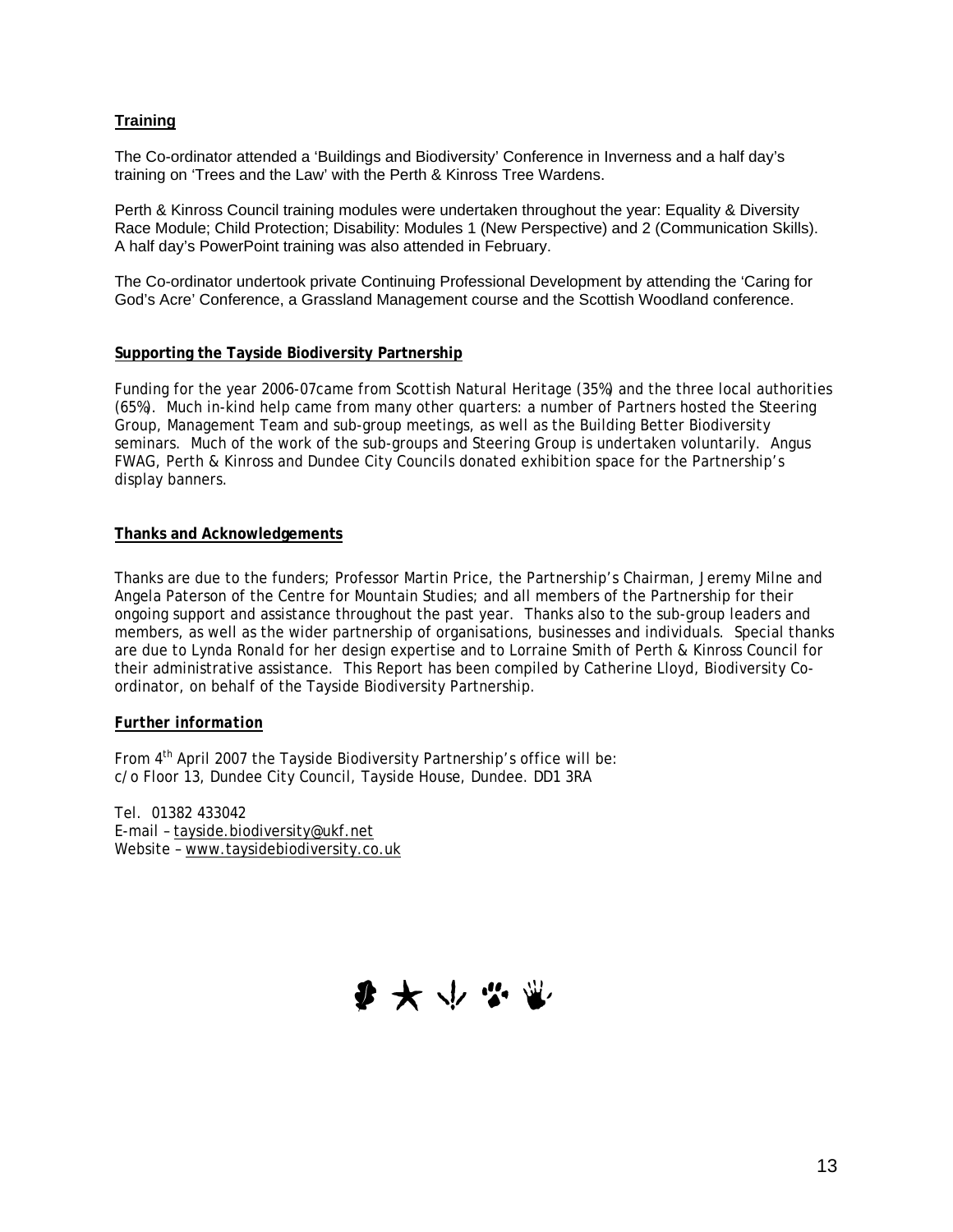**Training**

The Co-ordinator attended a 'Buildings and Biodiversity' Conference in Inverness and a half day's training on 'Trees and the Law' with the Perth & Kinross Tree Wardens.

Perth & Kinross Council training modules were undertaken throughout the year: Equality & Diversity Race Module; Child Protection; Disability: Modules 1 (New Perspective) and 2 (Communication Skills). A half day's PowerPoint training was also attended in February.

The Co-ordinator undertook private Continuing Professional Development by attending the 'Caring for God's Acre' Conference, a Grassland Management course and the Scottish Woodland conference.

**Supporting the Tayside Biodiversity Partnership**

Funding for the year 2006-07came from Scottish Natural Heritage (35%) and the three local authorities (65%). Much in-kind help came from many other quarters: a number of Partners hosted the Steering Group, Management Team and sub-group meetings, as well as the Building Better Biodiversity seminars. Much of the work of the sub-groups and Steering Group is undertaken voluntarily. Angus FWAG, Perth & Kinross and Dundee City Councils donated exhibition space for the Partnership's display banners.

**Thanks and Acknowledgements**

Thanks are due to the funders; Professor Martin Price, the Partnership's Chairman, Jeremy Milne and Angela Paterson of the Centre for Mountain Studies; and all members of the Partnership for their ongoing support and assistance throughout the past year. Thanks also to the sub-group leaders and members, as well as the wider partnership of organisations, businesses and individuals. Special thanks are due to Lynda Ronald for her design expertise and to Lorraine Smith of Perth & Kinross Council for their administrative assistance. This Report has been compiled by Catherine Lloyd, Biodiversity Co-ordinator, on behalf of the Tayside Biodiversity Partnership.

***Further information***

From 4th April 2007 the Tayside Biodiversity Partnership's office will be:
c/o Floor 13, Dundee City Council, Tayside House, Dundee. DD1 3RA

Tel. 01382 433042
E-mail – tayside.biodiversity@ukf.net
Website – www.taysidebiodiversity.co.uk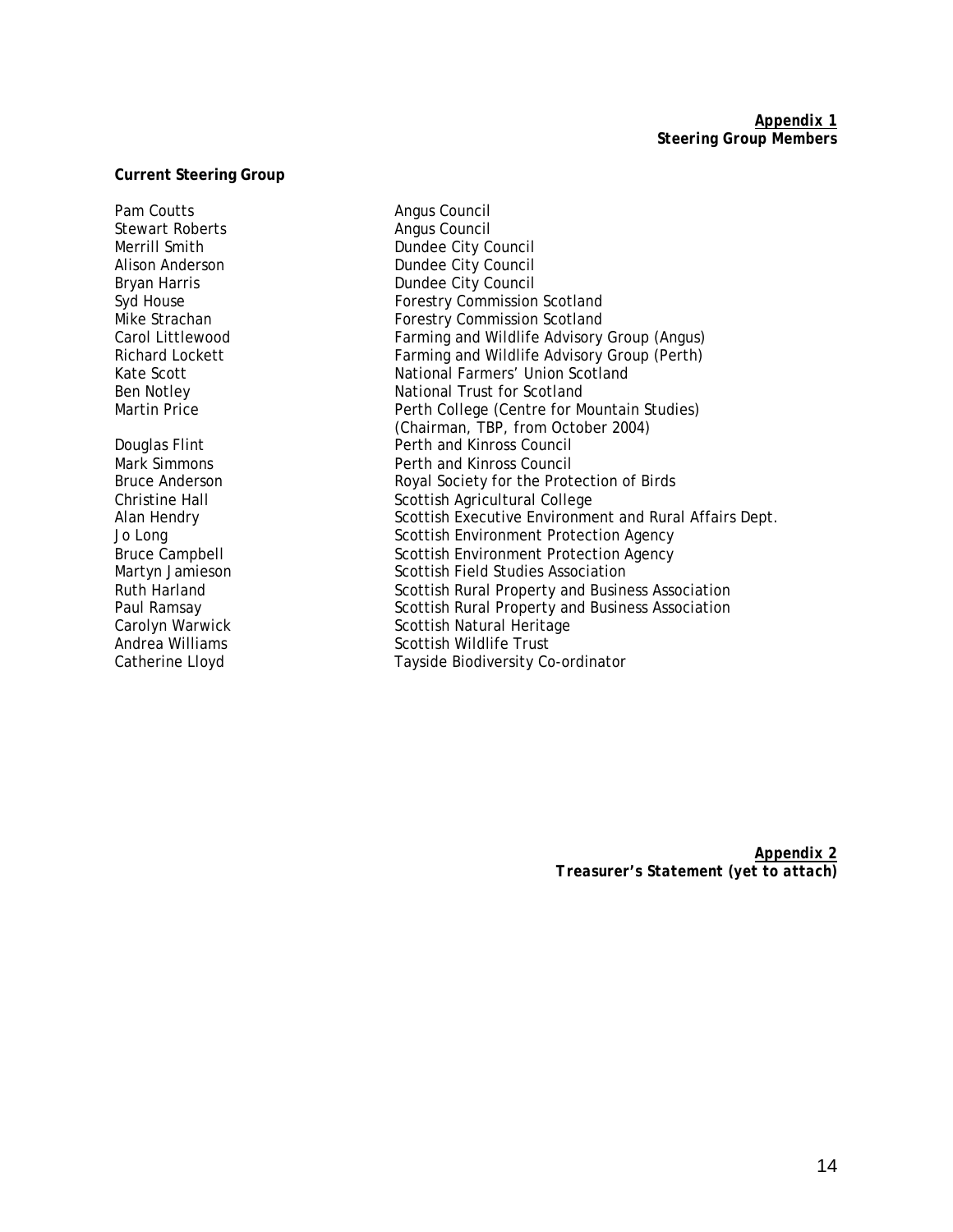**Appendix 1**
**Steering Group Members**

**Current Steering Group**

| | |
|---|---|
| Pam Coutts | Angus Council |
| Stewart Roberts | Angus Council |
| Merrill Smith | Dundee City Council |
| Alison Anderson | Dundee City Council |
| Bryan Harris | Dundee City Council |
| Syd House | Forestry Commission Scotland |
| Mike Strachan | Forestry Commission Scotland |
| Carol Littlewood | Farming and Wildlife Advisory Group (Angus) |
| Richard Lockett | Farming and Wildlife Advisory Group (Perth) |
| Kate Scott | National Farmers' Union Scotland |
| Ben Notley | National Trust for Scotland |
| Martin Price | Perth College (Centre for Mountain Studies) (Chairman, TBP, from October 2004) |
| Douglas Flint | Perth and Kinross Council |
| Mark Simmons | Perth and Kinross Council |
| Bruce Anderson | Royal Society for the Protection of Birds |
| Christine Hall | Scottish Agricultural College |
| Alan Hendry | Scottish Executive Environment and Rural Affairs Dept. |
| Jo Long | Scottish Environment Protection Agency |
| Bruce Campbell | Scottish Environment Protection Agency |
| Martyn Jamieson | Scottish Field Studies Association |
| Ruth Harland | Scottish Rural Property and Business Association |
| Paul Ramsay | Scottish Rural Property and Business Association |
| Carolyn Warwick | Scottish Natural Heritage |
| Andrea Williams | Scottish Wildlife Trust |
| Catherine Lloyd | Tayside Biodiversity Co-ordinator |

**Appendix 2**
***Treasurer's Statement (yet to attach)***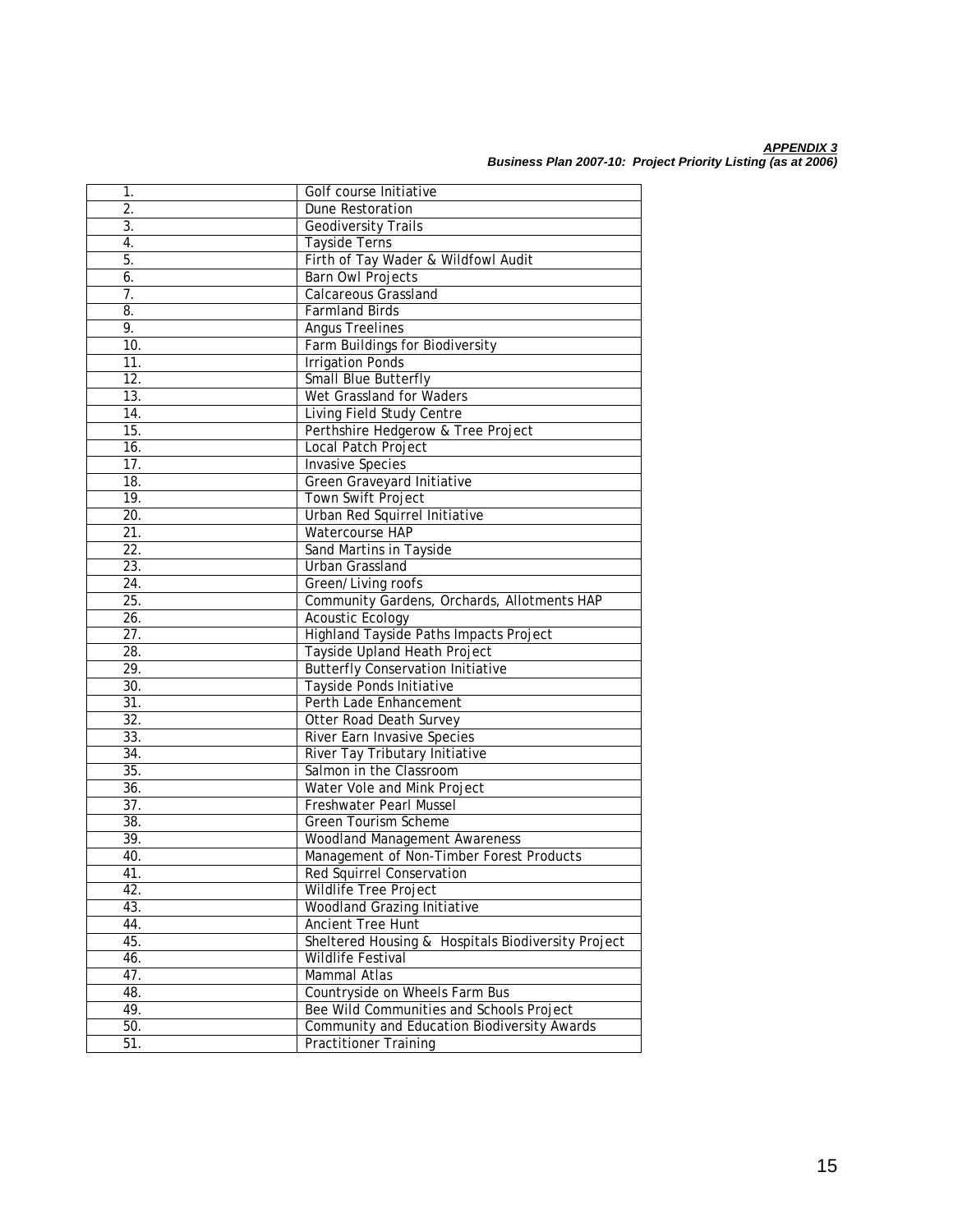***APPENDIX 3***
***Business Plan 2007-10: Project Priority Listing (as at 2006)***

| | |
|---|---|
| 1. | Golf course Initiative |
| 2. | Dune Restoration |
| 3. | Geodiversity Trails |
| 4. | Tayside Terns |
| 5. | Firth of Tay Wader & Wildfowl Audit |
| 6. | Barn Owl Projects |
| 7. | Calcareous Grassland |
| 8. | Farmland Birds |
| 9. | Angus Treelines |
| 10. | Farm Buildings for Biodiversity |
| 11. | Irrigation Ponds |
| 12. | Small Blue Butterfly |
| 13. | Wet Grassland for Waders |
| 14. | Living Field Study Centre |
| 15. | Perthshire Hedgerow & Tree Project |
| 16. | Local Patch Project |
| 17. | Invasive Species |
| 18. | Green Graveyard Initiative |
| 19. | Town Swift Project |
| 20. | Urban Red Squirrel Initiative |
| 21. | Watercourse HAP |
| 22. | Sand Martins in Tayside |
| 23. | Urban Grassland |
| 24. | Green/Living roofs |
| 25. | Community Gardens, Orchards, Allotments HAP |
| 26. | Acoustic Ecology |
| 27. | Highland Tayside Paths Impacts Project |
| 28. | Tayside Upland Heath Project |
| 29. | Butterfly Conservation Initiative |
| 30. | Tayside Ponds Initiative |
| 31. | Perth Lade Enhancement |
| 32. | Otter Road Death Survey |
| 33. | River Earn Invasive Species |
| 34. | River Tay Tributary Initiative |
| 35. | Salmon in the Classroom |
| 36. | Water Vole and Mink Project |
| 37. | Freshwater Pearl Mussel |
| 38. | Green Tourism Scheme |
| 39. | Woodland Management Awareness |
| 40. | Management of Non-Timber Forest Products |
| 41. | Red Squirrel Conservation |
| 42. | Wildlife Tree Project |
| 43. | Woodland Grazing Initiative |
| 44. | Ancient Tree Hunt |
| 45. | Sheltered Housing & Hospitals Biodiversity Project |
| 46. | Wildlife Festival |
| 47. | Mammal Atlas |
| 48. | Countryside on Wheels Farm Bus |
| 49. | Bee Wild Communities and Schools Project |
| 50. | Community and Education Biodiversity Awards |
| 51. | Practitioner Training |